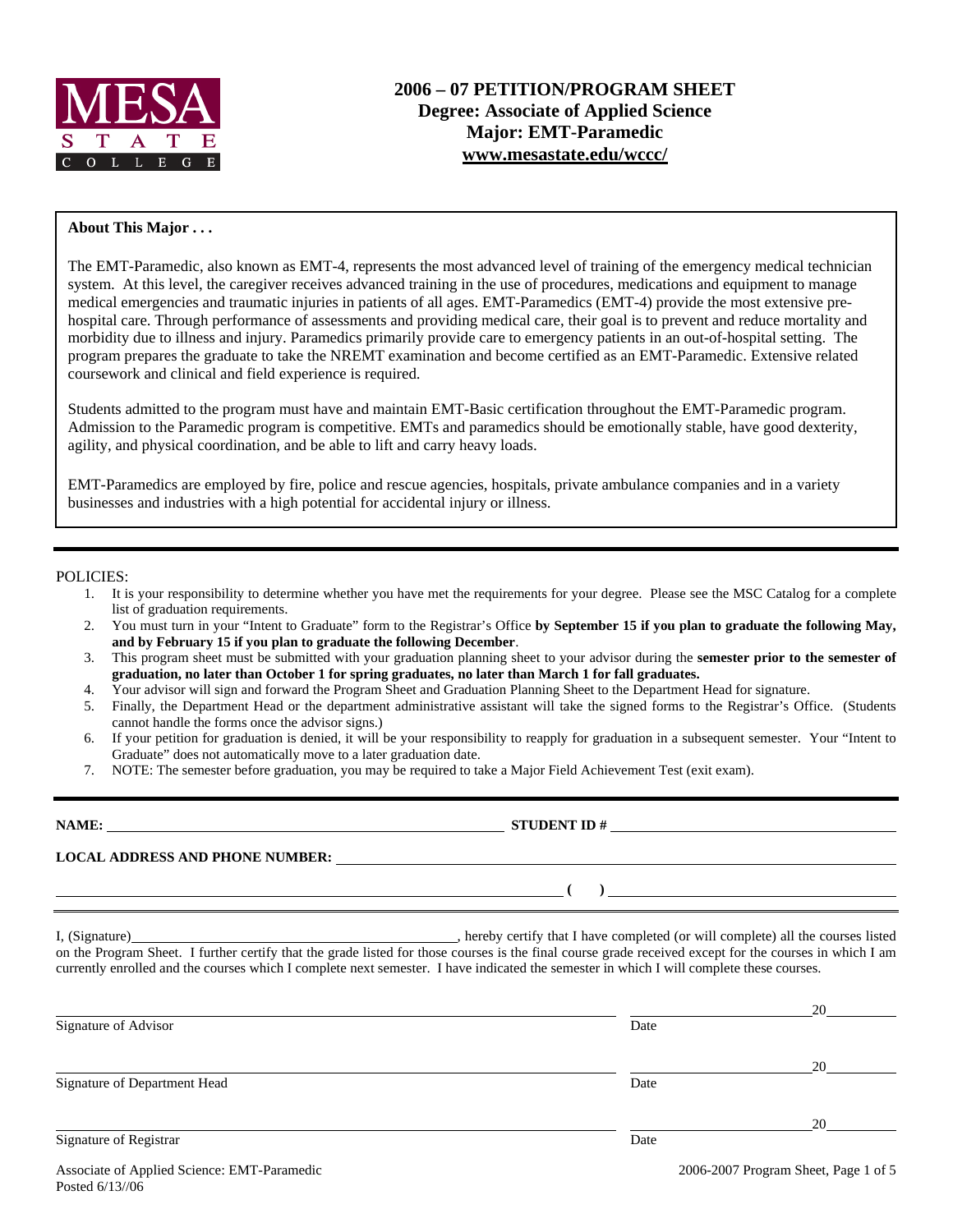# 2006 – 07 PETITION/PROGRAM SHEET
## Degree: Associate of Applied Science
## Major: EMT-Paramedic
## www.mesastate.edu/wccc/

**About This Major . . .**

The EMT-Paramedic, also known as EMT-4, represents the most advanced level of training of the emergency medical technician system. At this level, the caregiver receives advanced training in the use of procedures, medications and equipment to manage medical emergencies and traumatic injuries in patients of all ages. EMT-Paramedics (EMT-4) provide the most extensive pre-hospital care. Through performance of assessments and providing medical care, their goal is to prevent and reduce mortality and morbidity due to illness and injury. Paramedics primarily provide care to emergency patients in an out-of-hospital setting. The program prepares the graduate to take the NREMT examination and become certified as an EMT-Paramedic. Extensive related coursework and clinical and field experience is required.

Students admitted to the program must have and maintain EMT-Basic certification throughout the EMT-Paramedic program. Admission to the Paramedic program is competitive. EMTs and paramedics should be emotionally stable, have good dexterity, agility, and physical coordination, and be able to lift and carry heavy loads.

EMT-Paramedics are employed by fire, police and rescue agencies, hospitals, private ambulance companies and in a variety businesses and industries with a high potential for accidental injury or illness.

POLICIES:

1. It is your responsibility to determine whether you have met the requirements for your degree. Please see the MSC Catalog for a complete list of graduation requirements.
2. You must turn in your "Intent to Graduate" form to the Registrar's Office **by September 15 if you plan to graduate the following May, and by February 15 if you plan to graduate the following December**.
3. This program sheet must be submitted with your graduation planning sheet to your advisor during the **semester prior to the semester of graduation, no later than October 1 for spring graduates, no later than March 1 for fall graduates.**
4. Your advisor will sign and forward the Program Sheet and Graduation Planning Sheet to the Department Head for signature.
5. Finally, the Department Head or the department administrative assistant will take the signed forms to the Registrar's Office. (Students cannot handle the forms once the advisor signs.)
6. If your petition for graduation is denied, it will be your responsibility to reapply for graduation in a subsequent semester. Your "Intent to Graduate" does not automatically move to a later graduation date.
7. NOTE: The semester before graduation, you may be required to take a Major Field Achievement Test (exit exam).

**NAME:** ______________________________ **STUDENT ID #** ______________________________

**LOCAL ADDRESS AND PHONE NUMBER:** ______________________________

______________________________ **( )** ______________________________

I, (Signature)______________________________, hereby certify that I have completed (or will complete) all the courses listed on the Program Sheet. I further certify that the grade listed for those courses is the final course grade received except for the courses in which I am currently enrolled and the courses which I complete next semester. I have indicated the semester in which I will complete these courses.

______________________________ ______________ 20______
Signature of Advisor Date

______________________________ ______________ 20______
Signature of Department Head Date

______________________________ ______________ 20______
Signature of Registrar Date

Associate of Applied Science: EMT-Paramedic
Posted 6/13//06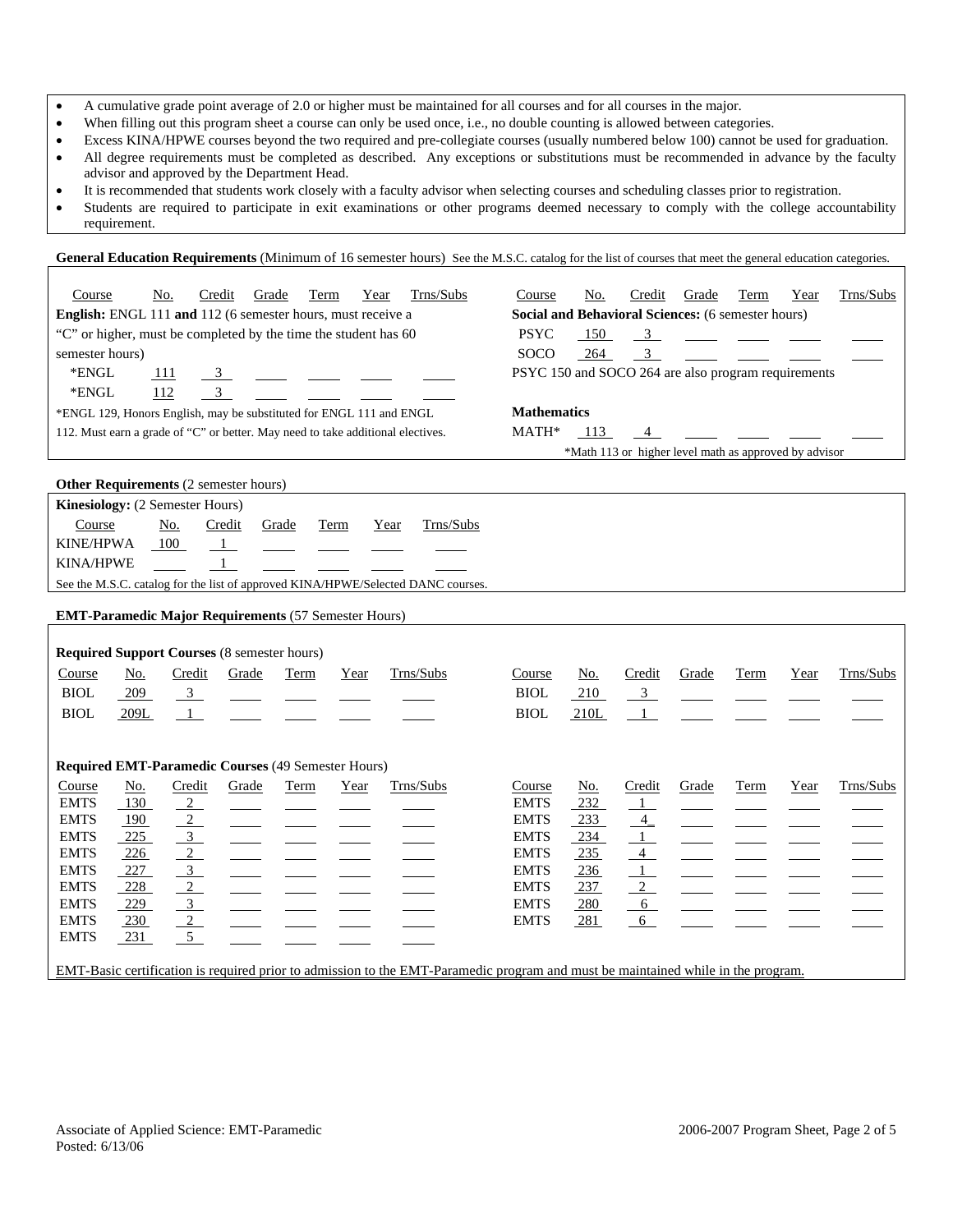- A cumulative grade point average of 2.0 or higher must be maintained for all courses and for all courses in the major.
- When filling out this program sheet a course can only be used once, i.e., no double counting is allowed between categories.
- Excess KINA/HPWE courses beyond the two required and pre-collegiate courses (usually numbered below 100) cannot be used for graduation.
- All degree requirements must be completed as described. Any exceptions or substitutions must be recommended in advance by the faculty advisor and approved by the Department Head.
- It is recommended that students work closely with a faculty advisor when selecting courses and scheduling classes prior to registration.
- Students are required to participate in exit examinations or other programs deemed necessary to comply with the college accountability requirement.

**General Education Requirements** (Minimum of 16 semester hours) See the M.S.C. catalog for the list of courses that meet the general education categories.

**English:** ENGL 111 **and** 112 (6 semester hours, must receive a "C" or higher, must be completed by the time the student has 60 semester hours)

| Course | No. | Credit | Grade | Term | Year | Trns/Subs |
|---|---|---|---|---|---|---|
| *ENGL | 111 | 3 | | | | |
| *ENGL | 112 | 3 | | | | |

*ENGL 129, Honors English, may be substituted for ENGL 111 and ENGL 112. Must earn a grade of "C" or better. May need to take additional electives.

**Social and Behavioral Sciences:** (6 semester hours)

| Course | No. | Credit | Grade | Term | Year | Trns/Subs |
|---|---|---|---|---|---|---|
| PSYC | 150 | 3 | | | | |
| SOCO | 264 | 3 | | | | |

PSYC 150 and SOCO 264 are also program requirements

**Mathematics**

| Course | No. | Credit | Grade | Term | Year | Trns/Subs |
|---|---|---|---|---|---|---|
| MATH* | 113 | 4 | | | | |

*Math 113 or higher level math as approved by advisor

**Other Requirements** (2 semester hours)

**Kinesiology:** (2 Semester Hours)

| Course | No. | Credit | Grade | Term | Year | Trns/Subs |
|---|---|---|---|---|---|---|
| KINE/HPWA | 100 | 1 | | | | |
| KINA/HPWE | | 1 | | | | |

See the M.S.C. catalog for the list of approved KINA/HPWE/Selected DANC courses.

**EMT-Paramedic Major Requirements** (57 Semester Hours)

**Required Support Courses** (8 semester hours)

| Course | No. | Credit | Grade | Term | Year | Trns/Subs |
|---|---|---|---|---|---|---|
| BIOL | 209 | 3 | | | | |
| BIOL | 209L | 1 | | | | |
| BIOL | 210 | 3 | | | | |
| BIOL | 210L | 1 | | | | |

**Required EMT-Paramedic Courses** (49 Semester Hours)

| Course | No. | Credit | Grade | Term | Year | Trns/Subs |
|---|---|---|---|---|---|---|
| EMTS | 130 | 2 | | | | |
| EMTS | 190 | 2 | | | | |
| EMTS | 225 | 3 | | | | |
| EMTS | 226 | 2 | | | | |
| EMTS | 227 | 3 | | | | |
| EMTS | 228 | 2 | | | | |
| EMTS | 229 | 3 | | | | |
| EMTS | 230 | 2 | | | | |
| EMTS | 231 | 5 | | | | |
| EMTS | 232 | 1 | | | | |
| EMTS | 233 | 4 | | | | |
| EMTS | 234 | 1 | | | | |
| EMTS | 235 | 4 | | | | |
| EMTS | 236 | 1 | | | | |
| EMTS | 237 | 2 | | | | |
| EMTS | 280 | 6 | | | | |
| EMTS | 281 | 6 | | | | |

EMT-Basic certification is required prior to admission to the EMT-Paramedic program and must be maintained while in the program.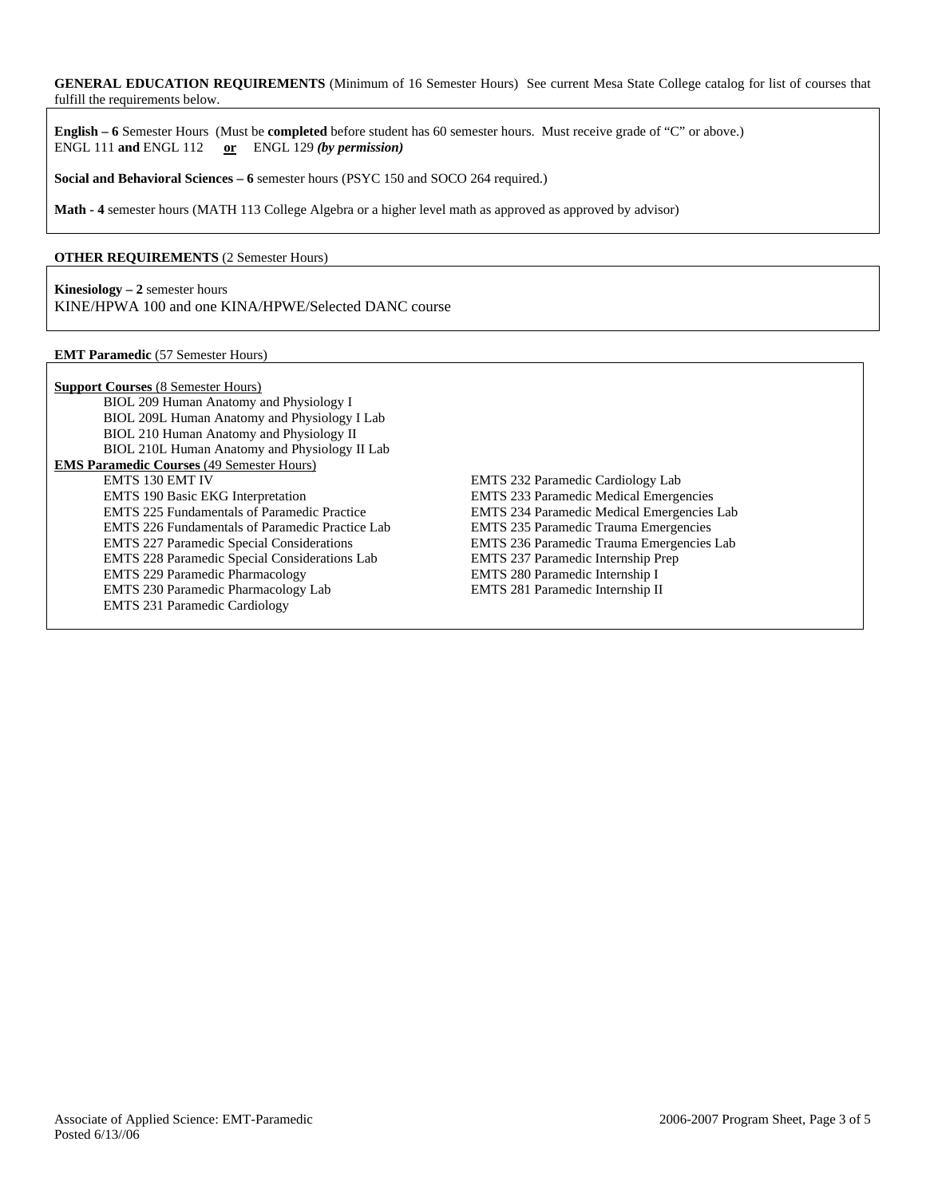**GENERAL EDUCATION REQUIREMENTS** (Minimum of 16 Semester Hours) See current Mesa State College catalog for list of courses that fulfill the requirements below.

**English – 6** Semester Hours (Must be **completed** before student has 60 semester hours. Must receive grade of "C" or above.)
ENGL 111 **and** ENGL 112 **or** ENGL 129 ***(by permission)***

**Social and Behavioral Sciences – 6** semester hours (PSYC 150 and SOCO 264 required.)

**Math - 4** semester hours (MATH 113 College Algebra or a higher level math as approved as approved by advisor)

**OTHER REQUIREMENTS** (2 Semester Hours)

**Kinesiology – 2** semester hours
KINE/HPWA 100 and one KINA/HPWE/Selected DANC course

**EMT Paramedic** (57 Semester Hours)

**Support Courses** (8 Semester Hours)

- BIOL 209 Human Anatomy and Physiology I
- BIOL 209L Human Anatomy and Physiology I Lab
- BIOL 210 Human Anatomy and Physiology II
- BIOL 210L Human Anatomy and Physiology II Lab

**EMS Paramedic Courses** (49 Semester Hours)

- EMTS 130 EMT IV
- EMTS 190 Basic EKG Interpretation
- EMTS 225 Fundamentals of Paramedic Practice
- EMTS 226 Fundamentals of Paramedic Practice Lab
- EMTS 227 Paramedic Special Considerations
- EMTS 228 Paramedic Special Considerations Lab
- EMTS 229 Paramedic Pharmacology
- EMTS 230 Paramedic Pharmacology Lab
- EMTS 231 Paramedic Cardiology
- EMTS 232 Paramedic Cardiology Lab
- EMTS 233 Paramedic Medical Emergencies
- EMTS 234 Paramedic Medical Emergencies Lab
- EMTS 235 Paramedic Trauma Emergencies
- EMTS 236 Paramedic Trauma Emergencies Lab
- EMTS 237 Paramedic Internship Prep
- EMTS 280 Paramedic Internship I
- EMTS 281 Paramedic Internship II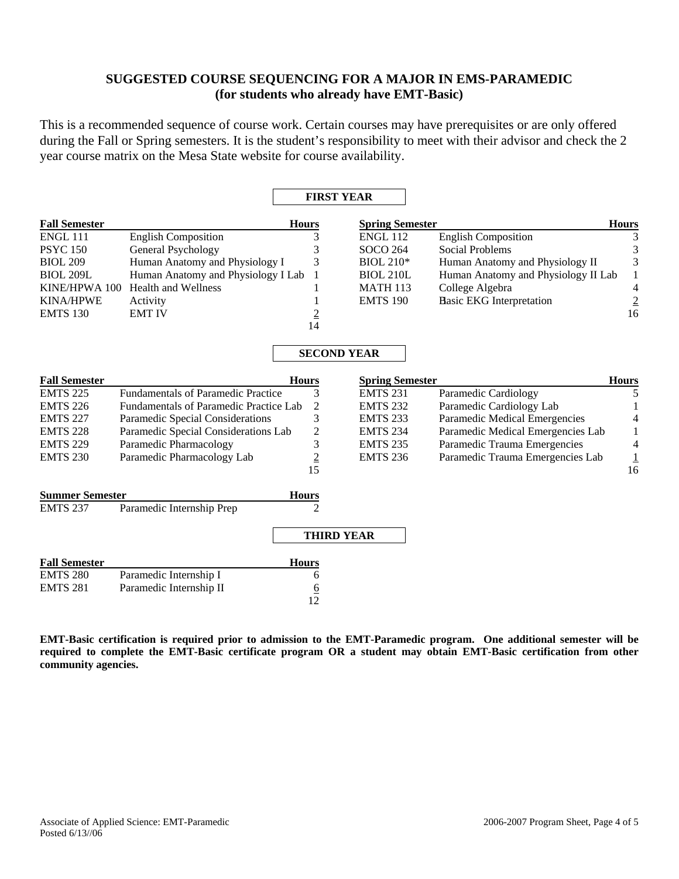## SUGGESTED COURSE SEQUENCING FOR A MAJOR IN EMS-PARAMEDIC
### (for students who already have EMT-Basic)

This is a recommended sequence of course work. Certain courses may have prerequisites or are only offered during the Fall or Spring semesters. It is the student's responsibility to meet with their advisor and check the 2 year course matrix on the Mesa State website for course availability.

### FIRST YEAR

| Fall Semester | | Hours |
|---|---|---|
| ENGL 111 | English Composition | 3 |
| PSYC 150 | General Psychology | 3 |
| BIOL 209 | Human Anatomy and Physiology I | 3 |
| BIOL 209L | Human Anatomy and Physiology I Lab | 1 |
| KINE/HPWA 100 | Health and Wellness | 1 |
| KINA/HPWE | Activity | 1 |
| EMTS 130 | EMT IV | 2 |
| | | 14 |

| Spring Semester | | Hours |
|---|---|---|
| ENGL 112 | English Composition | 3 |
| SOCO 264 | Social Problems | 3 |
| BIOL 210* | Human Anatomy and Physiology II | 3 |
| BIOL 210L | Human Anatomy and Physiology II Lab | 1 |
| MATH 113 | College Algebra | 4 |
| EMTS 190 | Basic EKG Interpretation | 2 |
| | | 16 |

### SECOND YEAR

| Fall Semester | | Hours |
|---|---|---|
| EMTS 225 | Fundamentals of Paramedic Practice | 3 |
| EMTS 226 | Fundamentals of Paramedic Practice Lab | 2 |
| EMTS 227 | Paramedic Special Considerations | 3 |
| EMTS 228 | Paramedic Special Considerations Lab | 2 |
| EMTS 229 | Paramedic Pharmacology | 3 |
| EMTS 230 | Paramedic Pharmacology Lab | 2 |
| | | 15 |

| Spring Semester | | Hours |
|---|---|---|
| EMTS 231 | Paramedic Cardiology | 5 |
| EMTS 232 | Paramedic Cardiology Lab | 1 |
| EMTS 233 | Paramedic Medical Emergencies | 4 |
| EMTS 234 | Paramedic Medical Emergencies Lab | 1 |
| EMTS 235 | Paramedic Trauma Emergencies | 4 |
| EMTS 236 | Paramedic Trauma Emergencies Lab | 1 |
| | | 16 |

| Summer Semester | | Hours |
|---|---|---|
| EMTS 237 | Paramedic Internship Prep | 2 |

### THIRD YEAR

| Fall Semester | | Hours |
|---|---|---|
| EMTS 280 | Paramedic Internship I | 6 |
| EMTS 281 | Paramedic Internship II | 6 |
| | | 12 |

**EMT-Basic certification is required prior to admission to the EMT-Paramedic program. One additional semester will be required to complete the EMT-Basic certificate program OR a student may obtain EMT-Basic certification from other community agencies.**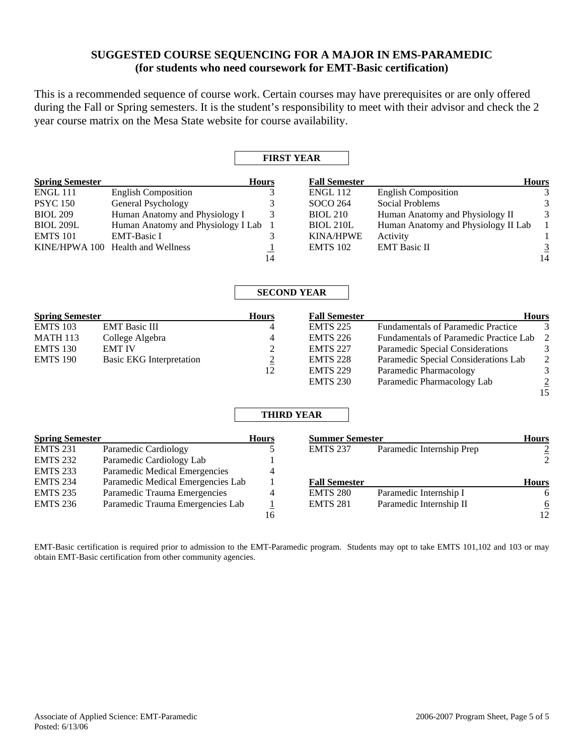## SUGGESTED COURSE SEQUENCING FOR A MAJOR IN EMS-PARAMEDIC
### (for students who need coursework for EMT-Basic certification)

This is a recommended sequence of course work. Certain courses may have prerequisites or are only offered during the Fall or Spring semesters. It is the student's responsibility to meet with their advisor and check the 2 year course matrix on the Mesa State website for course availability.

### FIRST YEAR

| Spring Semester | | Hours |
|---|---|---|
| ENGL 111 | English Composition | 3 |
| PSYC 150 | General Psychology | 3 |
| BIOL 209 | Human Anatomy and Physiology I | 3 |
| BIOL 209L | Human Anatomy and Physiology I Lab | 1 |
| EMTS 101 | EMT-Basic I | 3 |
| KINE/HPWA 100 | Health and Wellness | 1 |
| | | 14 |

| Fall Semester | | Hours |
|---|---|---|
| ENGL 112 | English Composition | 3 |
| SOCO 264 | Social Problems | 3 |
| BIOL 210 | Human Anatomy and Physiology II | 3 |
| BIOL 210L | Human Anatomy and Physiology II Lab | 1 |
| KINA/HPWE | Activity | 1 |
| EMTS 102 | EMT Basic II | 3 |
| | | 14 |

### SECOND YEAR

| Spring Semester | | Hours |
|---|---|---|
| EMTS 103 | EMT Basic III | 4 |
| MATH 113 | College Algebra | 4 |
| EMTS 130 | EMT IV | 2 |
| EMTS 190 | Basic EKG Interpretation | 2 |
| | | 12 |

| Fall Semester | | Hours |
|---|---|---|
| EMTS 225 | Fundamentals of Paramedic Practice | 3 |
| EMTS 226 | Fundamentals of Paramedic Practice Lab | 2 |
| EMTS 227 | Paramedic Special Considerations | 3 |
| EMTS 228 | Paramedic Special Considerations Lab | 2 |
| EMTS 229 | Paramedic Pharmacology | 3 |
| EMTS 230 | Paramedic Pharmacology Lab | 2 |
| | | 15 |

### THIRD YEAR

| Spring Semester | | Hours |
|---|---|---|
| EMTS 231 | Paramedic Cardiology | 5 |
| EMTS 232 | Paramedic Cardiology Lab | 1 |
| EMTS 233 | Paramedic Medical Emergencies | 4 |
| EMTS 234 | Paramedic Medical Emergencies Lab | 1 |
| EMTS 235 | Paramedic Trauma Emergencies | 4 |
| EMTS 236 | Paramedic Trauma Emergencies Lab | 1 |
| | | 16 |

| Summer Semester | | Hours |
|---|---|---|
| EMTS 237 | Paramedic Internship Prep | 2 |
| | | 2 |

| Fall Semester | | Hours |
|---|---|---|
| EMTS 280 | Paramedic Internship I | 6 |
| EMTS 281 | Paramedic Internship II | 6 |
| | | 12 |

EMT-Basic certification is required prior to admission to the EMT-Paramedic program. Students may opt to take EMTS 101,102 and 103 or may obtain EMT-Basic certification from other community agencies.